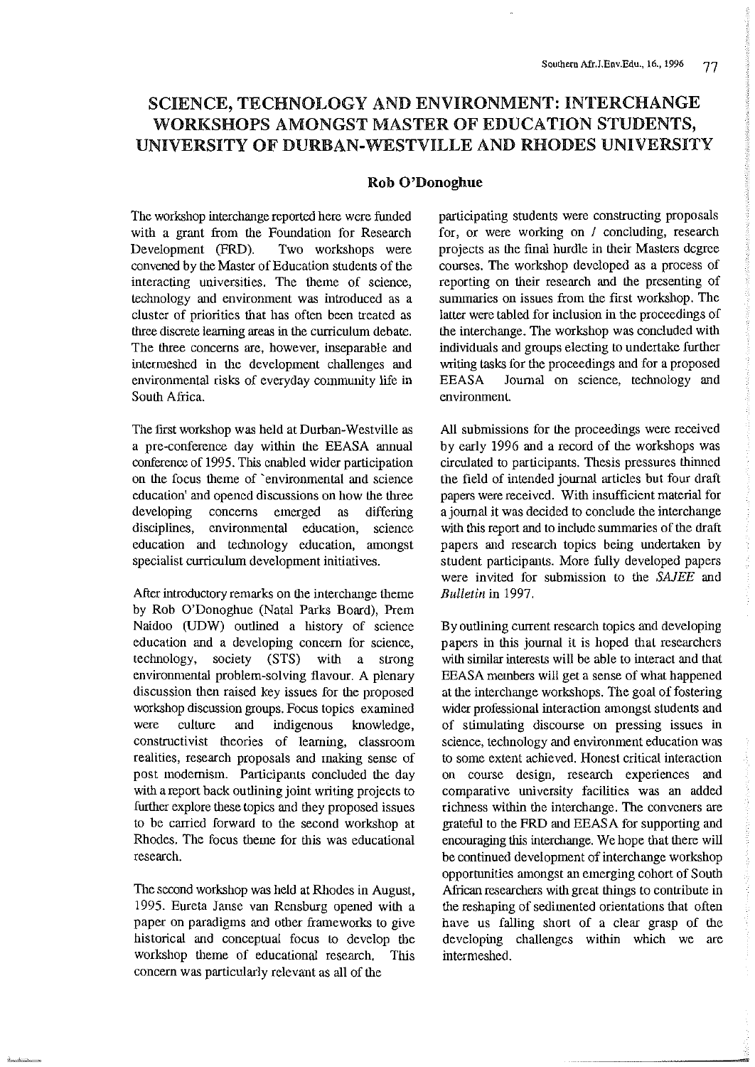# SCIENCE, TECHNOLOGY AND ENVIRONMENT: INTERCHANGE WORKSHOPS AMONGST MASTER OF EDUCATION STUDENTS, UNIVERSITY OF DURBAN-WESTVILLE AND RHODES UNIVERSITY

**Rob O'Donoghue**

The workshop interchange reported here were funded with a grant from the Foundation for Research Development (FRD). Two workshops were convened by the Master of Education students of the interacting universities. The theme of science, technology and environment was introduced as a cluster of priorities that has often been treated as three discrete learning areas in the curriculum debate. The three concerns are, however, inseparable and intermeshed in the development challenges and environmental risks of everyday community life in South Africa.

The first workshop was held at Durban-Westville as a pre-conference day within the EEASA annual conference of 1995. This enabled wider participation on the focus theme of `environmental and science education' and opened discussions on how the three developing concerns emerged as differing disciplines, environmental education, science education and technology education, amongst specialist curriculum development initiatives.

After introductory remarks on the interchange theme by Rob O'Donoghue (Natal Parks Board), Prem Naidoo (UDW) outlined a history of science education and a developing concern for science, technology, society (STS) with a strong environmental problem-solving flavour. A plenary discussion then raised key issues for the proposed workshop discussion groups. Focus topics examined were culture and indigenous knowledge, constructivist theories of learning, classroom realities, research proposals and making sense of post modernism. Participants concluded the day with a report back outlining joint writing projects to further explore these topics and they proposed issues to be carried forward to the second workshop at Rhodes. The focus theme for this was educational research.

The second workshop was held at Rhodes in August, 1995. Eureta Janse van Rensburg opened with a paper on paradigms and other frameworks to give historical and conceptual focus to develop the workshop theme of educational research. This concern was particularly relevant as all of the participating students were constructing proposals for, or were working on / concluding, research projects as the final hurdle in their Masters degree courses. The workshop developed as a process of reporting on their research and the presenting of summaries on issues from the first workshop. The latter were tabled for inclusion in the proceedings of the interchange. The workshop was concluded with individuals and groups electing to undertake further writing tasks for the proceedings and for a proposed EEASA Journal on science, technology and environment.

All submissions for the proceedings were received by early 1996 and a record of the workshops was circulated to participants. Thesis pressures thinned the field of intended journal articles but four draft papers were received. With insufficient material for a journal it was decided to conclude the interchange with this report and to include summaries of the draft papers and research topics being undertaken by student participants. More fully developed papers were invited for submission to the *SAJEE* and *Bulletin* in 1997.

By outlining current research topics and developing papers in this journal it is hoped that researchers with similar interests will be able to interact and that EEASA members will get a sense of what happened at the interchange workshops. The goal of fostering wider professional interaction amongst students and of stimulating discourse on pressing issues in science, technology and environment education was to some extent achieved. Honest critical interaction on course design, research experiences and comparative university facilities was an added richness within the interchange. The conveners are grateful to the FRD and EEASA for supporting and encouraging this interchange. We hope that there will be continued development of interchange workshop opportunities amongst an emerging cohort of South African researchers with great things to contribute in the reshaping of sedimented orientations that often have us falling short of a clear grasp of the developing challenges within which we are intermeshed.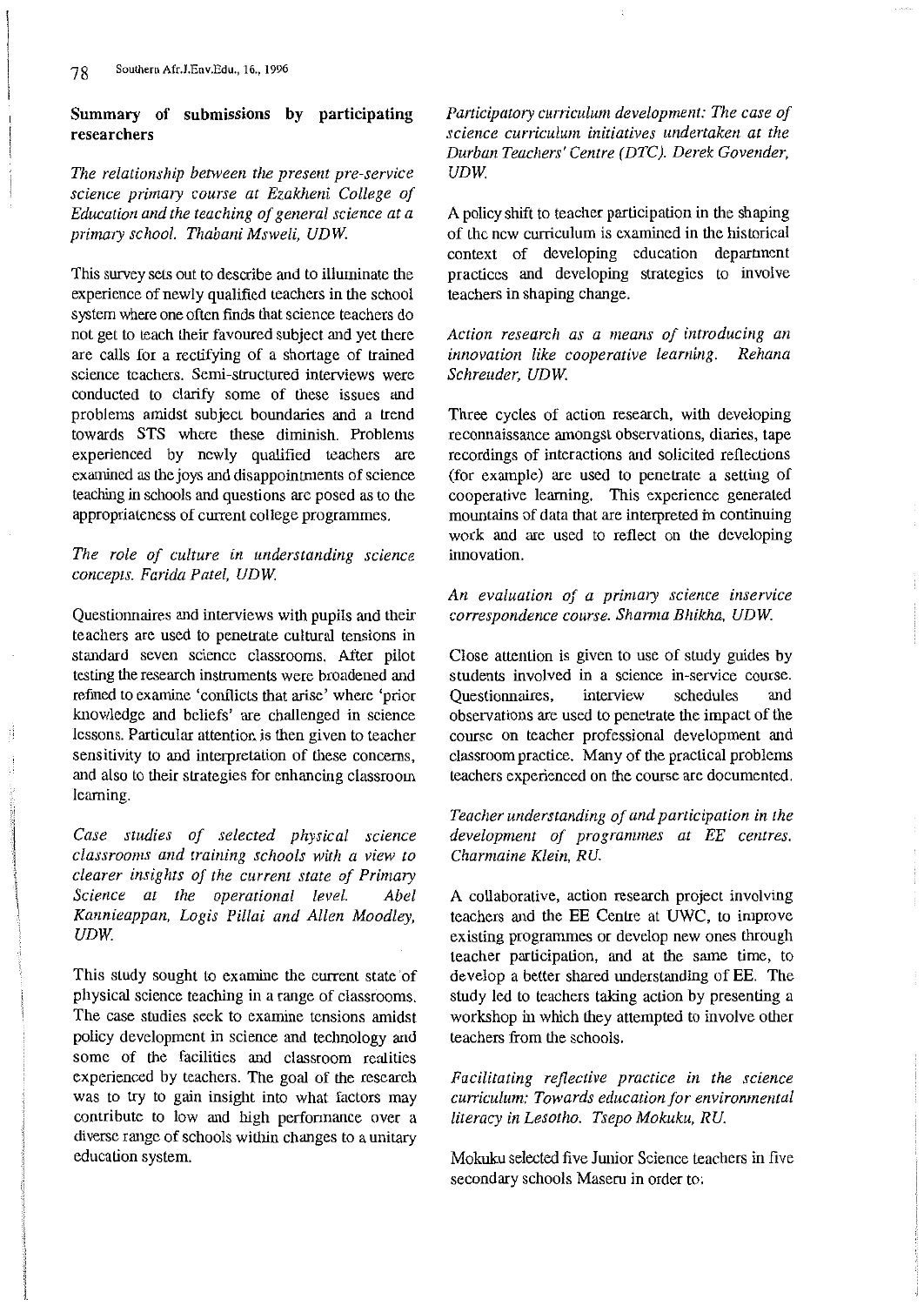## Summary of submissions by participating researchers

*The relationship between the present pre-service science primary course at Ezakheni College of Education and the teaching of general science at a primary school. Thabani Msweli, UDW.*

This survey sets out to describe and to illuminate the experience of newly qualified teachers in the school system where one often finds that science teachers do not get to teach their favoured subject and yet there are calls for a rectifying of a shortage of trained science teachers. Semi-structured interviews were conducted to clarify some of these issues and problems amidst subject boundaries and a trend towards STS where these diminish. Problems experienced by newly qualified teachers are examined as the joys and disappointments of science teaching in schools and questions are posed as to the appropriateness of current college programmes.

*The role of culture in understanding science concepts. Farida Patel, UDW.*

Questionnaires and interviews with pupils and their teachers are used to penetrate cultural tensions in standard seven science classrooms. After pilot testing the research instruments were broadened and refined to examine 'conflicts that arise' where 'prior knowledge and beliefs' are challenged in science lessons. Particular attention is then given to teacher sensitivity to and interpretation of these concerns, and also to their strategies for enhancing classroom learning.

*Case studies of selected physical science classrooms and training schools with a view to clearer insights of the current state of Primary Science at the operational level. Abel Kannieappan, Logis Pillai and Allen Moodley, UDW.*

This study sought to examine the current state of physical science teaching in a range of classrooms. The case studies seek to examine tensions amidst policy development in science and technology and some of the facilities and classroom realities experienced by teachers. The goal of the research was to try to gain insight into what factors may contribute to low and high performance over a diverse range of schools within changes to a unitary education system.

*Participatory curriculum development: The case of science curriculum initiatives undertaken at the Durban Teachers' Centre (DTC). Derek Govender, UDW.*

A policy shift to teacher participation in the shaping of the new curriculum is examined in the historical context of developing education department practices and developing strategies to involve teachers in shaping change.

*Action research as a means of introducing an innovation like cooperative learning. Rehana Schreuder, UDW.*

Three cycles of action research, with developing reconnaissance amongst observations, diaries, tape recordings of interactions and solicited reflections (for example) are used to penetrate a setting of cooperative learning. This experience generated mountains of data that are interpreted in continuing work and are used to reflect on the developing innovation.

*An evaluation of a primary science inservice correspondence course. Sharma Bhikha, UDW.*

Close attention is given to use of study guides by students involved in a science in-service course. Questionnaires, interview schedules and observations are used to penetrate the impact of the course on teacher professional development and classroom practice. Many of the practical problems teachers experienced on the course are documented.

*Teacher understanding of and participation in the development of programmes at EE centres. Charmaine Klein, RU.*

A collaborative, action research project involving teachers and the EE Centre at UWC, to improve existing programmes or develop new ones through teacher participation, and at the same time, to develop a better shared understanding of EE. The study led to teachers taking action by presenting a workshop in which they attempted to involve other teachers from the schools.

*Facilitating reflective practice in the science curriculum: Towards education for environmental literacy in Lesotho. Tsepo Mokuku, RU.*

Mokuku selected five Junior Science teachers in five secondary schools Maseru in order to: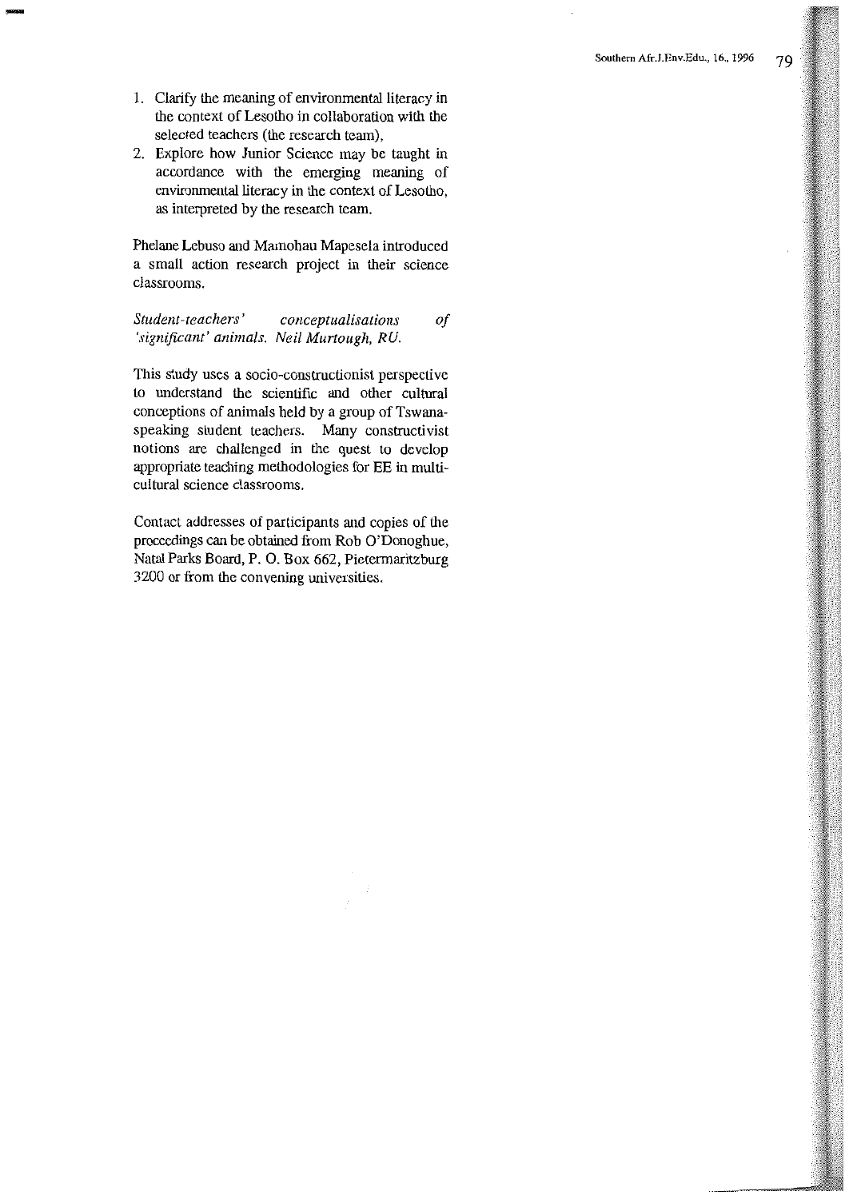1. Clarify the meaning of environmental literacy in the context of Lesotho in collaboration with the selected teachers (the research team),
2. Explore how Junior Science may be taught in accordance with the emerging meaning of environmental literacy in the context of Lesotho, as interpreted by the research team.

Phelane Lebuso and Mamohau Mapesela introduced a small action research project in their science classrooms.

*Student-teachers' conceptualisations of 'significant' animals. Neil Murtough, RU.*

This study uses a socio-constructionist perspective to understand the scientific and other cultural conceptions of animals held by a group of Tswana-speaking student teachers. Many constructivist notions are challenged in the quest to develop appropriate teaching methodologies for EE in multi-cultural science classrooms.

Contact addresses of participants and copies of the proceedings can be obtained from Rob O'Donoghue, Natal Parks Board, P. O. Box 662, Pietermaritzburg 3200 or from the convening universities.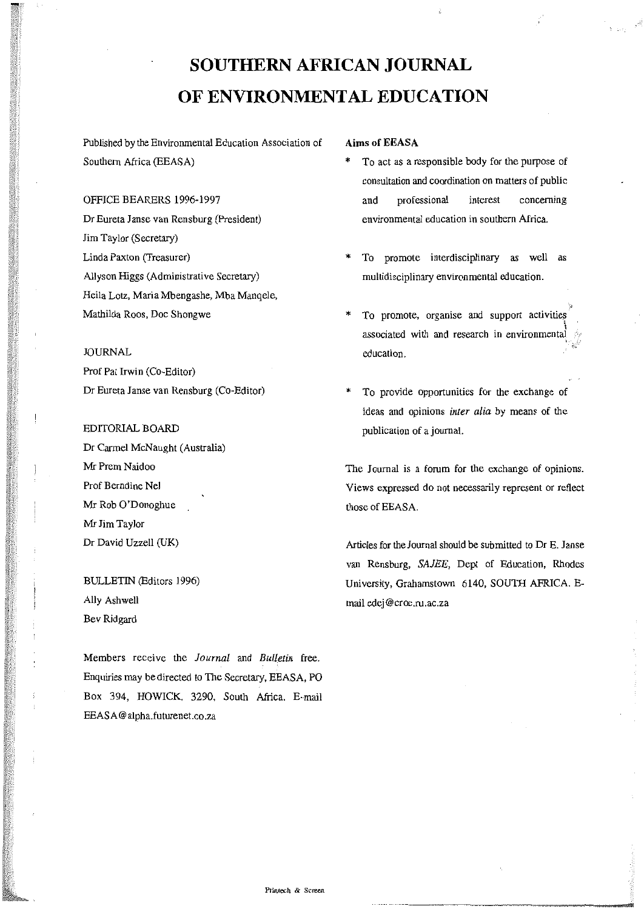# SOUTHERN AFRICAN JOURNAL OF ENVIRONMENTAL EDUCATION

Published by the Environmental Education Association of Southern Africa (EEASA)

OFFICE BEARERS 1996-1997
Dr Eureta Janse van Rensburg (President)
Jim Taylor (Secretary)
Linda Paxton (Treasurer)
Allyson Higgs (Administrative Secretary)
Heila Lotz, Maria Mbengashe, Mba Manqele,
Mathilda Roos, Doc Shongwe

JOURNAL
Prof Pat Irwin (Co-Editor)
Dr Eureta Janse van Rensburg (Co-Editor)

EDITORIAL BOARD
Dr Carmel McNaught (Australia)
Mr Prem Naidoo
Prof Berndine Nel
Mr Rob O'Donoghue
Mr Jim Taylor
Dr David Uzzell (UK)

BULLETIN (Editors 1996)
Ally Ashwell
Bev Ridgard

Members receive the *Journal* and *Bulletin* free. Enquiries may be directed to The Secretary, EEASA, PO Box 394, HOWICK, 3290, South Africa. E-mail EEASA@alpha.futurenet.co.za

**Aims of EEASA**

* To act as a responsible body for the purpose of consultation and coordination on matters of public and professional interest concerning environmental education in southern Africa.

* To promote interdisciplinary as well as multidisciplinary environmental education.

* To promote, organise and support activities associated with and research in environmental education.

* To provide opportunities for the exchange of ideas and opinions *inter alia* by means of the publication of a journal.

The Journal is a forum for the exchange of opinions. Views expressed do not necessarily represent or reflect those of EEASA.

Articles for the Journal should be submitted to Dr E. Janse van Rensburg, *SAJEE*, Dept of Education, Rhodes University, Grahamstown 6140, SOUTH AFRICA. E-mail edej@croc.ru.ac.za

Printech & Screen